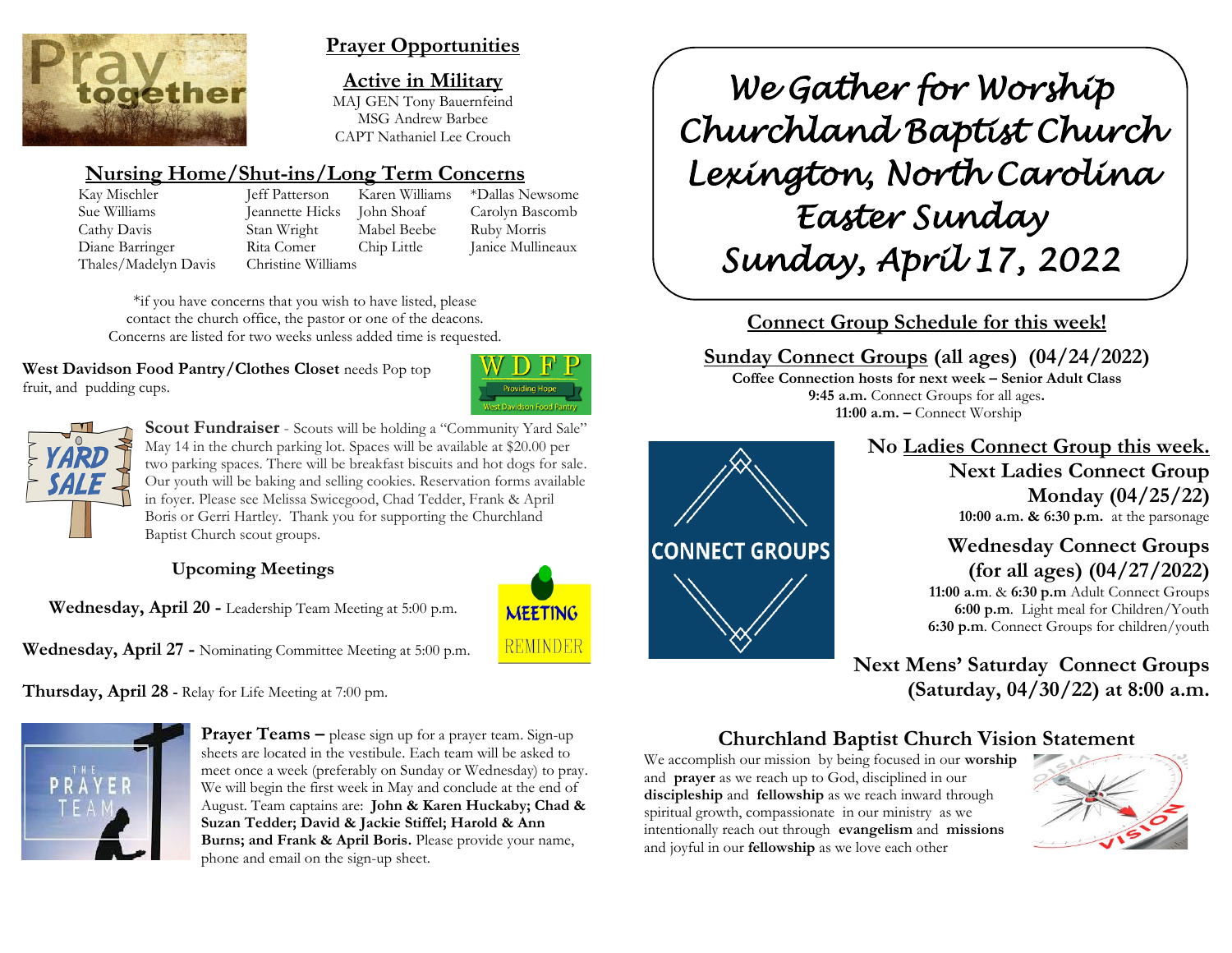## Prayer Opportunities

### Active in Military

MAJ GEN Tony Bauernfeind
MSG Andrew Barbee
CAPT Nathaniel Lee Crouch

### Nursing Home/Shut-ins/Long Term Concerns

| | | | |
|---|---|---|---|
| Kay Mischler | Jeff Patterson | Karen Williams | *Dallas Newsome |
| Sue Williams | Jeannette Hicks | John Shoaf | Carolyn Bascomb |
| Cathy Davis | Stan Wright | Mabel Beebe | Ruby Morris |
| Diane Barringer | Rita Comer | Chip Little | Janice Mullineaux |
| Thales/Madelyn Davis | Christine Williams | | |

*if you have concerns that you wish to have listed, please contact the church office, the pastor or one of the deacons. Concerns are listed for two weeks unless added time is requested.

**West Davidson Food Pantry/Clothes Closet** needs Pop top fruit, and pudding cups.

**Scout Fundraiser** - Scouts will be holding a "Community Yard Sale" May 14 in the church parking lot. Spaces will be available at $20.00 per two parking spaces. There will be breakfast biscuits and hot dogs for sale. Our youth will be baking and selling cookies. Reservation forms available in foyer. Please see Melissa Swicegood, Chad Tedder, Frank & April Boris or Gerri Hartley. Thank you for supporting the Churchland Baptist Church scout groups.

### Upcoming Meetings

**Wednesday, April 20 -** Leadership Team Meeting at 5:00 p.m.

**Wednesday, April 27 -** Nominating Committee Meeting at 5:00 p.m.

**Thursday, April 28 -** Relay for Life Meeting at 7:00 pm.

**Prayer Teams –** please sign up for a prayer team. Sign-up sheets are located in the vestibule. Each team will be asked to meet once a week (preferably on Sunday or Wednesday) to pray. We will begin the first week in May and conclude at the end of August. Team captains are: **John & Karen Huckaby; Chad & Suzan Tedder; David & Jackie Stiffel; Harold & Ann Burns; and Frank & April Boris.** Please provide your name, phone and email on the sign-up sheet.

# We Gather for Worship
# Churchland Baptist Church
# Lexington, North Carolina
# Easter Sunday
# Sunday, April 17, 2022

## Connect Group Schedule for this week!

### Sunday Connect Groups (all ages) (04/24/2022)

**Coffee Connection hosts for next week – Senior Adult Class**
**9:45 a.m.** Connect Groups for all ages.
**11:00 a.m. –** Connect Worship

### No Ladies Connect Group this week.

**Next Ladies Connect Group Monday (04/25/22)**
**10:00 a.m. & 6:30 p.m.** at the parsonage

### Wednesday Connect Groups (for all ages) (04/27/2022)

**11:00 a.m**. & **6:30 p.m** Adult Connect Groups
**6:00 p.m**. Light meal for Children/Youth
**6:30 p.m**. Connect Groups for children/youth

### Next Mens' Saturday Connect Groups (Saturday, 04/30/22) at 8:00 a.m.

## Churchland Baptist Church Vision Statement

We accomplish our mission by being focused in our **worship** and **prayer** as we reach up to God, disciplined in our **discipleship** and **fellowship** as we reach inward through spiritual growth, compassionate in our ministry as we intentionally reach out through **evangelism** and **missions** and joyful in our **fellowship** as we love each other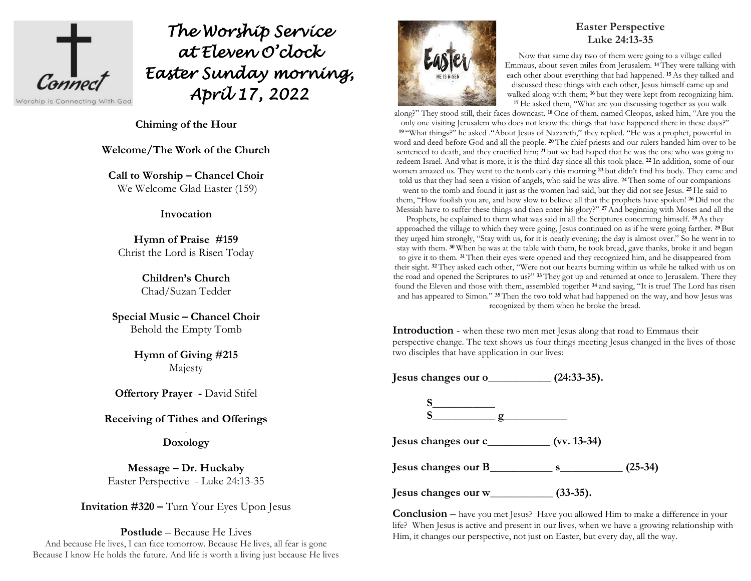# The Worship Service at Eleven O'clock Easter Sunday morning, April 17, 2022

**Chiming of the Hour**

**Welcome/The Work of the Church**

**Call to Worship – Chancel Choir**
We Welcome Glad Easter (159)

**Invocation**

**Hymn of Praise #159**
Christ the Lord is Risen Today

**Children's Church**
Chad/Suzan Tedder

**Special Music – Chancel Choir**
Behold the Empty Tomb

**Hymn of Giving #215**
Majesty

**Offertory Prayer -** David Stifel

**Receiving of Tithes and Offerings**

**Doxology**

**Message – Dr. Huckaby**
Easter Perspective - Luke 24:13-35

**Invitation #320 –** Turn Your Eyes Upon Jesus

**Postlude** – Because He Lives
And because He lives, I can face tomorrow. Because He lives, all fear is gone
Because I know He holds the future. And life is worth a living just because He lives

## Easter Perspective
## Luke 24:13-35

Now that same day two of them were going to a village called Emmaus, about seven miles from Jerusalem. [14] They were talking with each other about everything that had happened. [15] As they talked and discussed these things with each other, Jesus himself came up and walked along with them; [16] but they were kept from recognizing him. [17] He asked them, "What are you discussing together as you walk along?" They stood still, their faces downcast. [18] One of them, named Cleopas, asked him, "Are you the only one visiting Jerusalem who does not know the things that have happened there in these days?" [19] "What things?" he asked ."About Jesus of Nazareth," they replied. "He was a prophet, powerful in word and deed before God and all the people. [20] The chief priests and our rulers handed him over to be sentenced to death, and they crucified him; [21] but we had hoped that he was the one who was going to redeem Israel. And what is more, it is the third day since all this took place. [22] In addition, some of our women amazed us. They went to the tomb early this morning [23] but didn't find his body. They came and told us that they had seen a vision of angels, who said he was alive. [24] Then some of our companions went to the tomb and found it just as the women had said, but they did not see Jesus. [25] He said to them, "How foolish you are, and how slow to believe all that the prophets have spoken! [26] Did not the Messiah have to suffer these things and then enter his glory?" [27] And beginning with Moses and all the Prophets, he explained to them what was said in all the Scriptures concerning himself. [28] As they approached the village to which they were going, Jesus continued on as if he were going farther. [29] But they urged him strongly, "Stay with us, for it is nearly evening; the day is almost over." So he went in to stay with them. [30] When he was at the table with them, he took bread, gave thanks, broke it and began to give it to them. [31] Then their eyes were opened and they recognized him, and he disappeared from their sight. [32] They asked each other, "Were not our hearts burning within us while he talked with us on the road and opened the Scriptures to us?" [33] They got up and returned at once to Jerusalem. There they found the Eleven and those with them, assembled together [34] and saying, "It is true! The Lord has risen and has appeared to Simon." [35] Then the two told what had happened on the way, and how Jesus was recognized by them when he broke the bread.

**Introduction** - when these two men met Jesus along that road to Emmaus their perspective change. The text shows us four things meeting Jesus changed in the lives of those two disciples that have application in our lives:

**Jesus changes our o___________ (24:33-35).**

**S___________**
**S___________ g___________**

**Jesus changes our c___________ (vv. 13-34)**

**Jesus changes our B___________ s___________ (25-34)**

**Jesus changes our w___________ (33-35).**

**Conclusion** – have you met Jesus? Have you allowed Him to make a difference in your life? When Jesus is active and present in our lives, when we have a growing relationship with Him, it changes our perspective, not just on Easter, but every day, all the way.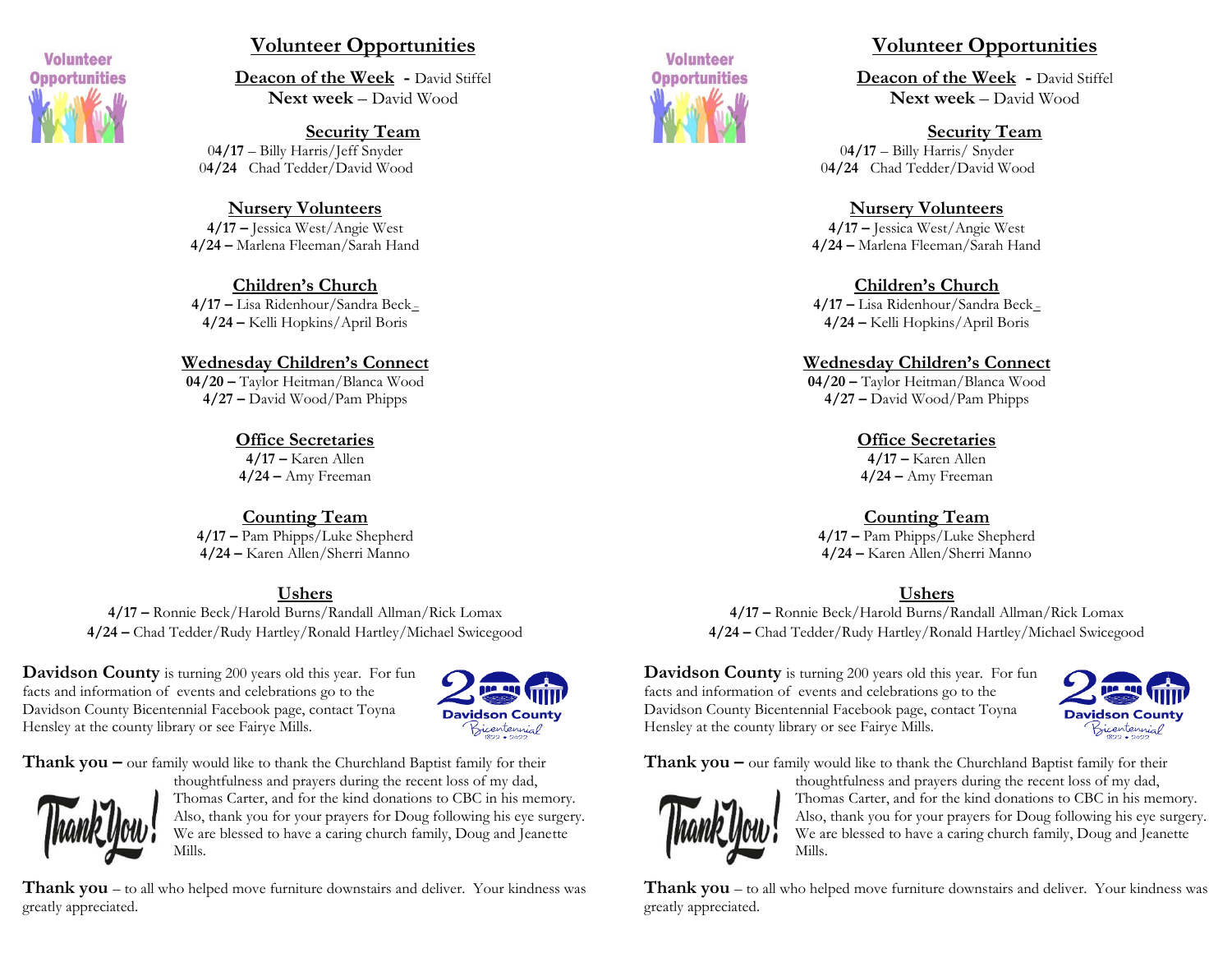## Volunteer Opportunities

**Deacon of the Week** - David Stiffel
**Next week** – David Wood

**Security Team**
04/17 – Billy Harris/Jeff Snyder
04/24 Chad Tedder/David Wood

**Nursery Volunteers**
**4/17 –** Jessica West/Angie West
**4/24 –** Marlena Fleeman/Sarah Hand

**Children's Church**
**4/17 –** Lisa Ridenhour/Sandra Beck
**4/24 –** Kelli Hopkins/April Boris

**Wednesday Children's Connect**
**04/20 –** Taylor Heitman/Blanca Wood
**4/27 –** David Wood/Pam Phipps

**Office Secretaries**
**4/17 –** Karen Allen
**4/24 –** Amy Freeman

**Counting Team**
**4/17 –** Pam Phipps/Luke Shepherd
**4/24 –** Karen Allen/Sherri Manno

**Ushers**
**4/17 –** Ronnie Beck/Harold Burns/Randall Allman/Rick Lomax
**4/24 –** Chad Tedder/Rudy Hartley/Ronald Hartley/Michael Swicegood

**Davidson County** is turning 200 years old this year. For fun facts and information of events and celebrations go to the Davidson County Bicentennial Facebook page, contact Toyna Hensley at the county library or see Fairye Mills.

**Thank you –** our family would like to thank the Churchland Baptist family for their thoughtfulness and prayers during the recent loss of my dad, Thomas Carter, and for the kind donations to CBC in his memory. Also, thank you for your prayers for Doug following his eye surgery. We are blessed to have a caring church family, Doug and Jeanette Mills.

**Thank you** – to all who helped move furniture downstairs and deliver. Your kindness was greatly appreciated.

## Volunteer Opportunities

**Deacon of the Week** - David Stiffel
**Next week** – David Wood

**Security Team**
04/17 – Billy Harris/ Snyder
04/24 Chad Tedder/David Wood

**Nursery Volunteers**
**4/17 –** Jessica West/Angie West
**4/24 –** Marlena Fleeman/Sarah Hand

**Children's Church**
**4/17 –** Lisa Ridenhour/Sandra Beck
**4/24 –** Kelli Hopkins/April Boris

**Wednesday Children's Connect**
**04/20 –** Taylor Heitman/Blanca Wood
**4/27 –** David Wood/Pam Phipps

**Office Secretaries**
**4/17 –** Karen Allen
**4/24 –** Amy Freeman

**Counting Team**
**4/17 –** Pam Phipps/Luke Shepherd
**4/24 –** Karen Allen/Sherri Manno

**Ushers**
**4/17 –** Ronnie Beck/Harold Burns/Randall Allman/Rick Lomax
**4/24 –** Chad Tedder/Rudy Hartley/Ronald Hartley/Michael Swicegood

**Davidson County** is turning 200 years old this year. For fun facts and information of events and celebrations go to the Davidson County Bicentennial Facebook page, contact Toyna Hensley at the county library or see Fairye Mills.

**Thank you –** our family would like to thank the Churchland Baptist family for their thoughtfulness and prayers during the recent loss of my dad, Thomas Carter, and for the kind donations to CBC in his memory. Also, thank you for your prayers for Doug following his eye surgery. We are blessed to have a caring church family, Doug and Jeanette Mills.

**Thank you** – to all who helped move furniture downstairs and deliver. Your kindness was greatly appreciated.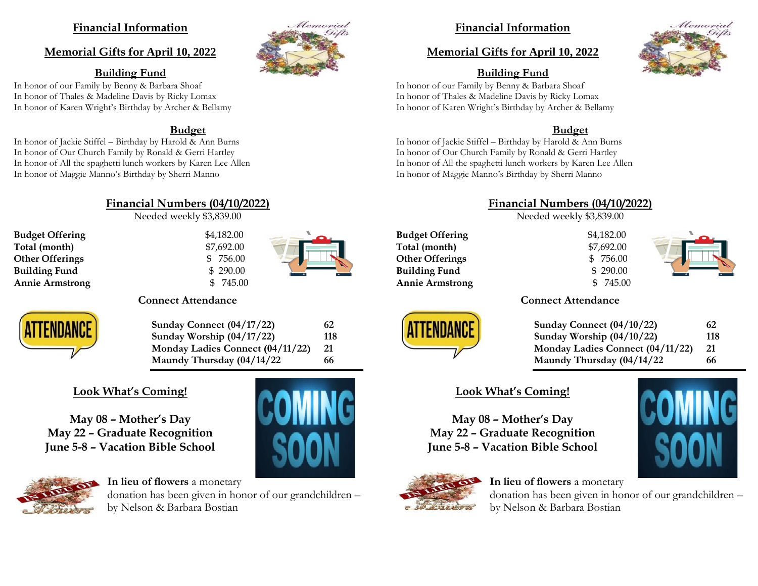## Financial Information

### Memorial Gifts for April 10, 2022

#### Building Fund

In honor of our Family by Benny & Barbara Shoaf
In honor of Thales & Madeline Davis by Ricky Lomax
In honor of Karen Wright's Birthday by Archer & Bellamy

#### Budget

In honor of Jackie Stiffel – Birthday by Harold & Ann Burns
In honor of Our Church Family by Ronald & Gerri Hartley
In honor of All the spaghetti lunch workers by Karen Lee Allen
In honor of Maggie Manno's Birthday by Sherri Manno

### Financial Numbers (04/10/2022)

Needed weekly $3,839.00

| | |
|---|---|
| **Budget Offering** | $4,182.00 |
| **Total (month)** | $7,692.00 |
| **Other Offerings** | $ 756.00 |
| **Building Fund** | $ 290.00 |
| **Annie Armstrong** | $ 745.00 |

**Connect Attendance**

| | |
|---|---|
| **Sunday Connect (04/17/22)** | **62** |
| **Sunday Worship (04/17/22)** | **118** |
| **Monday Ladies Connect (04/11/22)** | **21** |
| **Maundy Thursday (04/14/22** | **66** |

### Look What's Coming!

**May 08 – Mother's Day**
**May 22 – Graduate Recognition**
**June 5-8 – Vacation Bible School**

**In lieu of flowers** a monetary donation has been given in honor of our grandchildren – by Nelson & Barbara Bostian

## Financial Information

### Memorial Gifts for April 10, 2022

#### Building Fund

In honor of our Family by Benny & Barbara Shoaf
In honor of Thales & Madeline Davis by Ricky Lomax
In honor of Karen Wright's Birthday by Archer & Bellamy

#### Budget

In honor of Jackie Stiffel – Birthday by Harold & Ann Burns
In honor of Our Church Family by Ronald & Gerri Hartley
In honor of All the spaghetti lunch workers by Karen Lee Allen
In honor of Maggie Manno's Birthday by Sherri Manno

### Financial Numbers (04/10/2022)

Needed weekly $3,839.00

| | |
|---|---|
| **Budget Offering** | $4,182.00 |
| **Total (month)** | $7,692.00 |
| **Other Offerings** | $ 756.00 |
| **Building Fund** | $ 290.00 |
| **Annie Armstrong** | $ 745.00 |

**Connect Attendance**

| | |
|---|---|
| **Sunday Connect (04/10/22)** | **62** |
| **Sunday Worship (04/10/22)** | **118** |
| **Monday Ladies Connect (04/11/22)** | **21** |
| **Maundy Thursday (04/14/22** | **66** |

### Look What's Coming!

**May 08 – Mother's Day**
**May 22 – Graduate Recognition**
**June 5-8 – Vacation Bible School**

**In lieu of flowers** a monetary donation has been given in honor of our grandchildren – by Nelson & Barbara Bostian